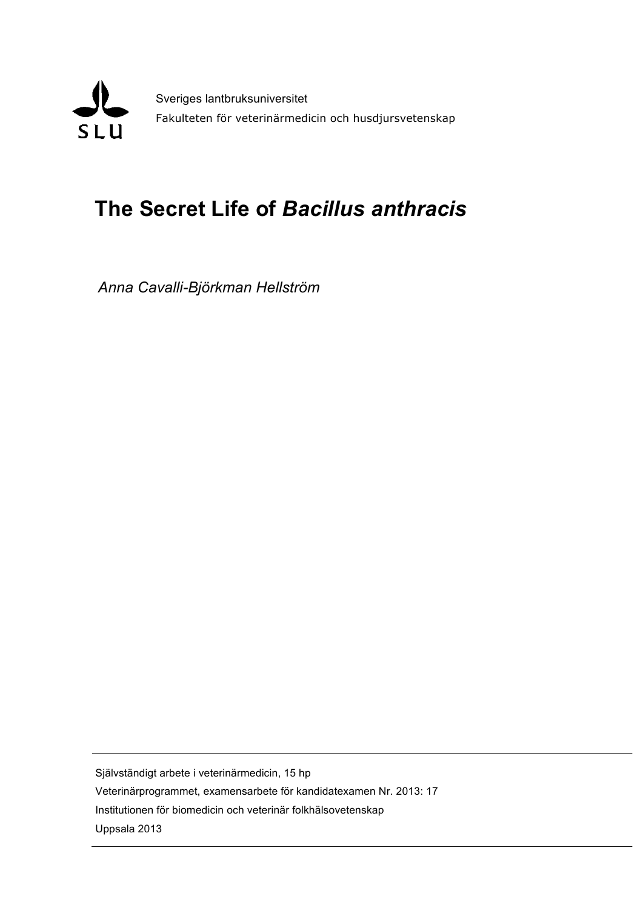Sveriges lantbruksuniversitet

Fakulteten för veterinärmedicin och husdjursvetenskap

# The Secret Life of *Bacillus anthracis*

*Anna Cavalli-Björkman Hellström*

Självständigt arbete i veterinärmedicin, 15 hp

Veterinärprogrammet, examensarbete för kandidatexamen Nr. 2013: 17

Institutionen för biomedicin och veterinär folkhälsovetenskap

Uppsala 2013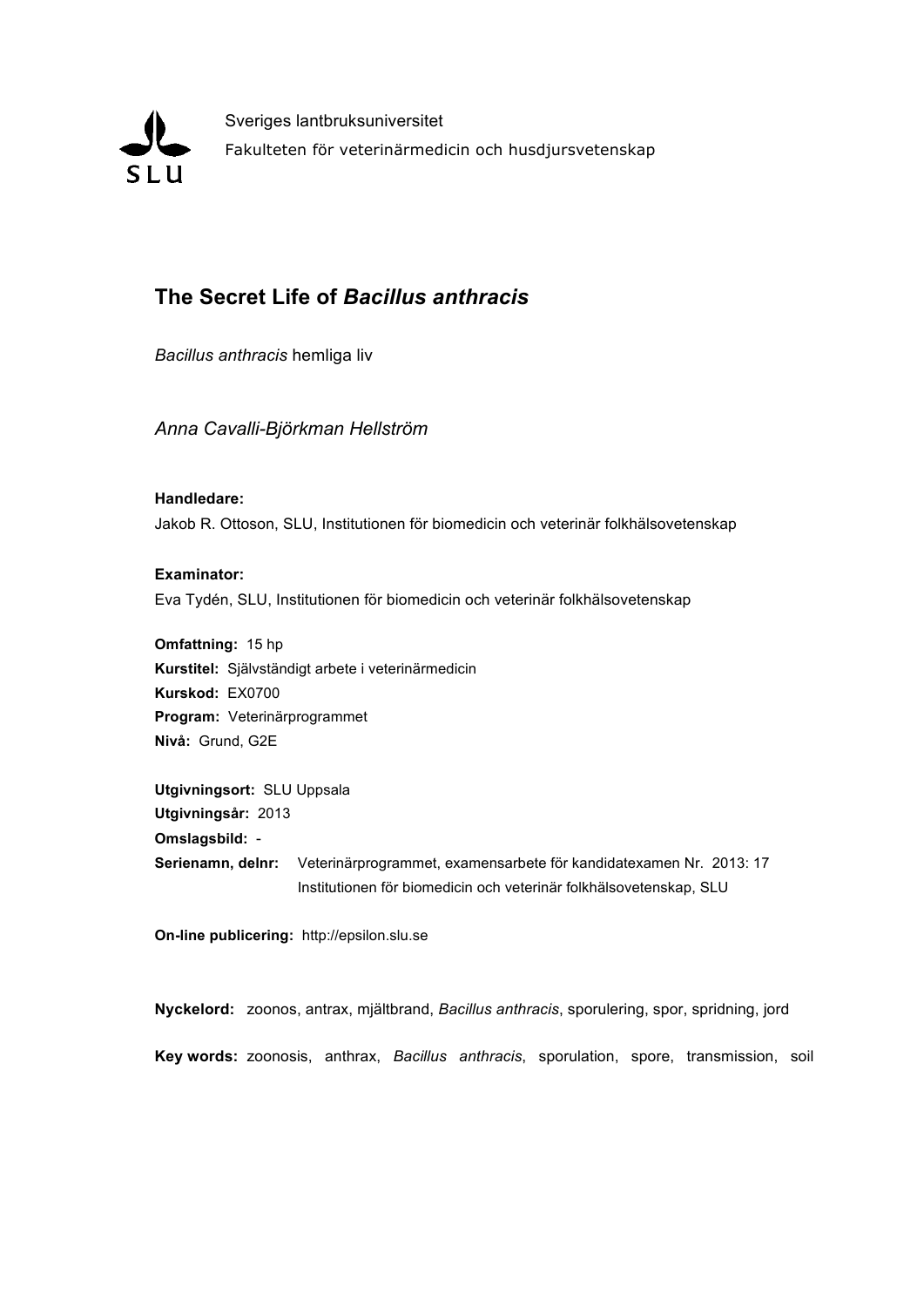Sveriges lantbruksuniversitet

Fakulteten för veterinärmedicin och husdjursvetenskap

# The Secret Life of *Bacillus anthracis*

*Bacillus anthracis* hemliga liv

*Anna Cavalli-Björkman Hellström*

**Handledare:**
Jakob R. Ottoson, SLU, Institutionen för biomedicin och veterinär folkhälsovetenskap

**Examinator:**
Eva Tydén, SLU, Institutionen för biomedicin och veterinär folkhälsovetenskap

**Omfattning:** 15 hp
**Kurstitel:** Självständigt arbete i veterinärmedicin
**Kurskod:** EX0700
**Program:** Veterinärprogrammet
**Nivå:** Grund, G2E

**Utgivningsort:** SLU Uppsala
**Utgivningsår:** 2013
**Omslagsbild:** -
**Serienamn, delnr:** Veterinärprogrammet, examensarbete för kandidatexamen Nr. 2013: 17
Institutionen för biomedicin och veterinär folkhälsovetenskap, SLU

**On-line publicering:** http://epsilon.slu.se

**Nyckelord:** zoonos, antrax, mjältbrand, *Bacillus anthracis*, sporulering, spor, spridning, jord

**Key words:** zoonosis, anthrax, *Bacillus anthracis*, sporulation, spore, transmission, soil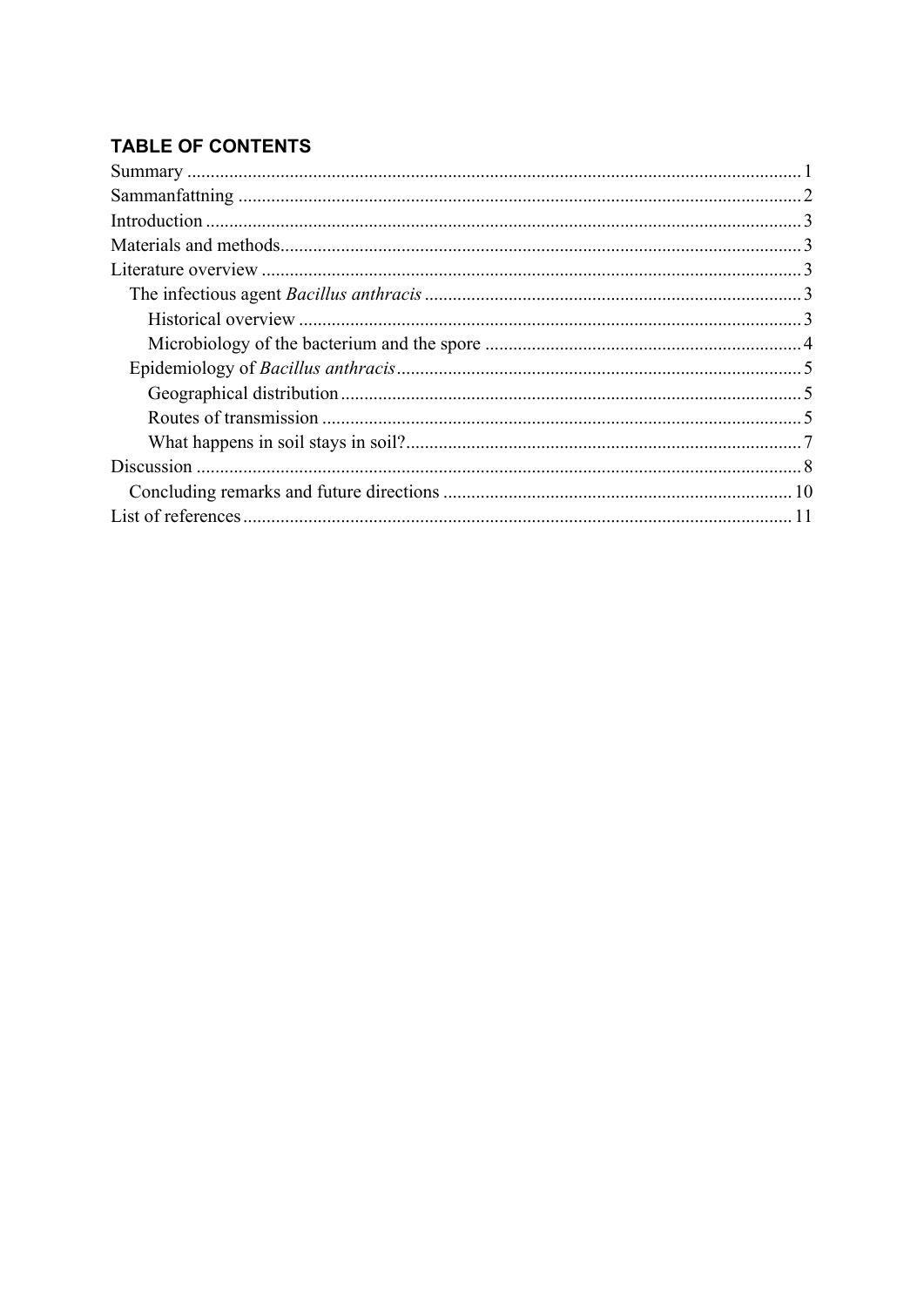## TABLE OF CONTENTS

Summary ........................................................................................................................ 1
Sammanfattning ............................................................................................................ 2
Introduction ................................................................................................................... 3
Materials and methods................................................................................................... 3
Literature overview ........................................................................................................ 3
    The infectious agent *Bacillus anthracis* ................................................................... 3
        Historical overview ............................................................................................... 3
        Microbiology of the bacterium and the spore ....................................................... 4
    Epidemiology of *Bacillus anthracis* ......................................................................... 5
        Geographical distribution ..................................................................................... 5
        Routes of transmission ......................................................................................... 5
        What happens in soil stays in soil? ....................................................................... 7
Discussion ..................................................................................................................... 8
    Concluding remarks and future directions ............................................................... 10
List of references .......................................................................................................... 11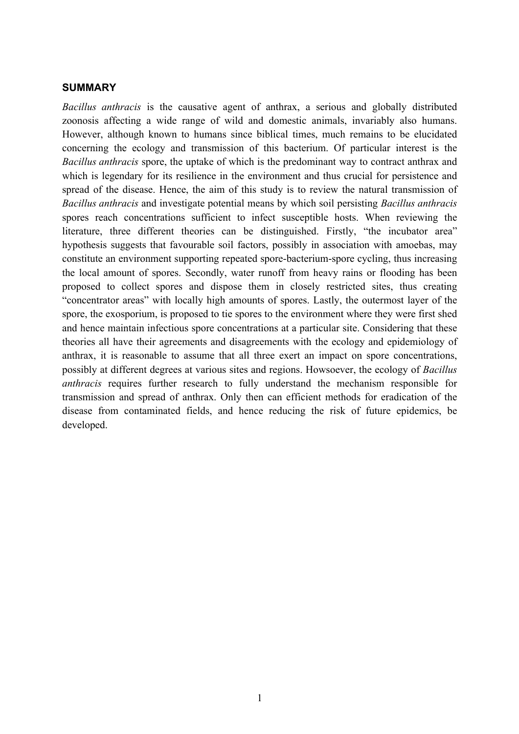## SUMMARY

*Bacillus anthracis* is the causative agent of anthrax, a serious and globally distributed zoonosis affecting a wide range of wild and domestic animals, invariably also humans. However, although known to humans since biblical times, much remains to be elucidated concerning the ecology and transmission of this bacterium. Of particular interest is the *Bacillus anthracis* spore, the uptake of which is the predominant way to contract anthrax and which is legendary for its resilience in the environment and thus crucial for persistence and spread of the disease. Hence, the aim of this study is to review the natural transmission of *Bacillus anthracis* and investigate potential means by which soil persisting *Bacillus anthracis* spores reach concentrations sufficient to infect susceptible hosts. When reviewing the literature, three different theories can be distinguished. Firstly, "the incubator area" hypothesis suggests that favourable soil factors, possibly in association with amoebas, may constitute an environment supporting repeated spore-bacterium-spore cycling, thus increasing the local amount of spores. Secondly, water runoff from heavy rains or flooding has been proposed to collect spores and dispose them in closely restricted sites, thus creating "concentrator areas" with locally high amounts of spores. Lastly, the outermost layer of the spore, the exosporium, is proposed to tie spores to the environment where they were first shed and hence maintain infectious spore concentrations at a particular site. Considering that these theories all have their agreements and disagreements with the ecology and epidemiology of anthrax, it is reasonable to assume that all three exert an impact on spore concentrations, possibly at different degrees at various sites and regions. Howsoever, the ecology of *Bacillus anthracis* requires further research to fully understand the mechanism responsible for transmission and spread of anthrax. Only then can efficient methods for eradication of the disease from contaminated fields, and hence reducing the risk of future epidemics, be developed.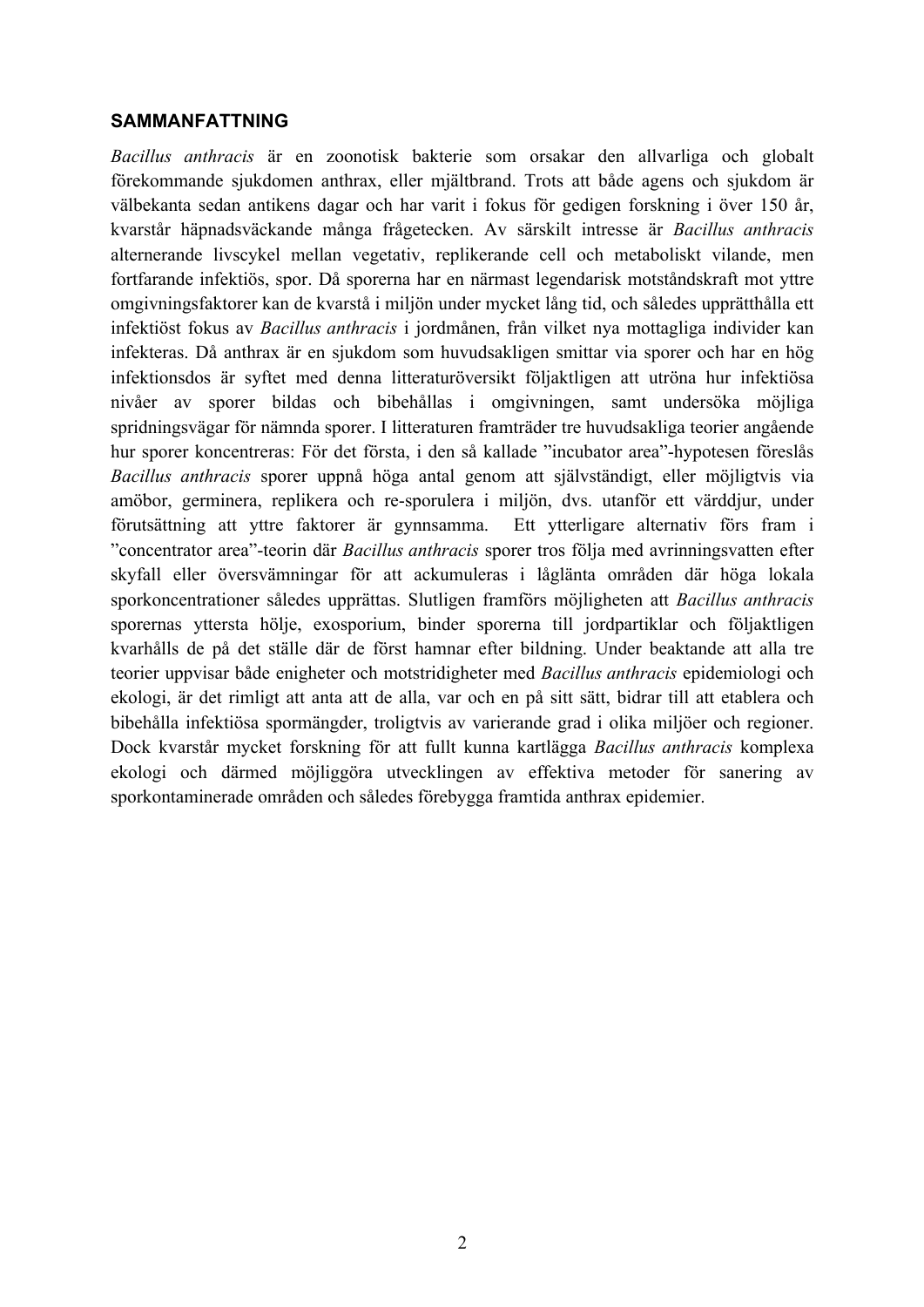## SAMMANFATTNING

*Bacillus anthracis* är en zoonotisk bakterie som orsakar den allvarliga och globalt förekommande sjukdomen anthrax, eller mjältbrand. Trots att både agens och sjukdom är välbekanta sedan antikens dagar och har varit i fokus för gedigen forskning i över 150 år, kvarstår häpnadsväckande många frågetecken. Av särskilt intresse är *Bacillus anthracis* alternerande livscykel mellan vegetativ, replikerande cell och metaboliskt vilande, men fortfarande infektiös, spor. Då sporerna har en närmast legendarisk motståndskraft mot yttre omgivningsfaktorer kan de kvarstå i miljön under mycket lång tid, och således upprätthålla ett infektiöst fokus av *Bacillus anthracis* i jordmånen, från vilket nya mottagliga individer kan infekteras. Då anthrax är en sjukdom som huvudsakligen smittar via sporer och har en hög infektionsdos är syftet med denna litteraturöversikt följaktligen att utröna hur infektiösa nivåer av sporer bildas och bibehållas i omgivningen, samt undersöka möjliga spridningsvägar för nämnda sporer. I litteraturen framträder tre huvudsakliga teorier angående hur sporer koncentreras: För det första, i den så kallade ”incubator area”-hypotesen föreslås *Bacillus anthracis* sporer uppnå höga antal genom att självständigt, eller möjligtvis via amöbor, germinera, replikera och re-sporulera i miljön, dvs. utanför ett värddjur, under förutsättning att yttre faktorer är gynnsamma. Ett ytterligare alternativ förs fram i ”concentrator area”-teorin där *Bacillus anthracis* sporer tros följa med avrinningsvatten efter skyfall eller översvämningar för att ackumuleras i låglänta områden där höga lokala sporkoncentrationer således upprättas. Slutligen framförs möjligheten att *Bacillus anthracis* sporernas yttersta hölje, exosporium, binder sporerna till jordpartiklar och följaktligen kvarhålls de på det ställe där de först hamnar efter bildning. Under beaktande att alla tre teorier uppvisar både enigheter och motstridigheter med *Bacillus anthracis* epidemiologi och ekologi, är det rimligt att anta att de alla, var och en på sitt sätt, bidrar till att etablera och bibehålla infektiösa spormängder, troligtvis av varierande grad i olika miljöer och regioner. Dock kvarstår mycket forskning för att fullt kunna kartlägga *Bacillus anthracis* komplexa ekologi och därmed möjliggöra utvecklingen av effektiva metoder för sanering av sporkontaminerade områden och således förebygga framtida anthrax epidemier.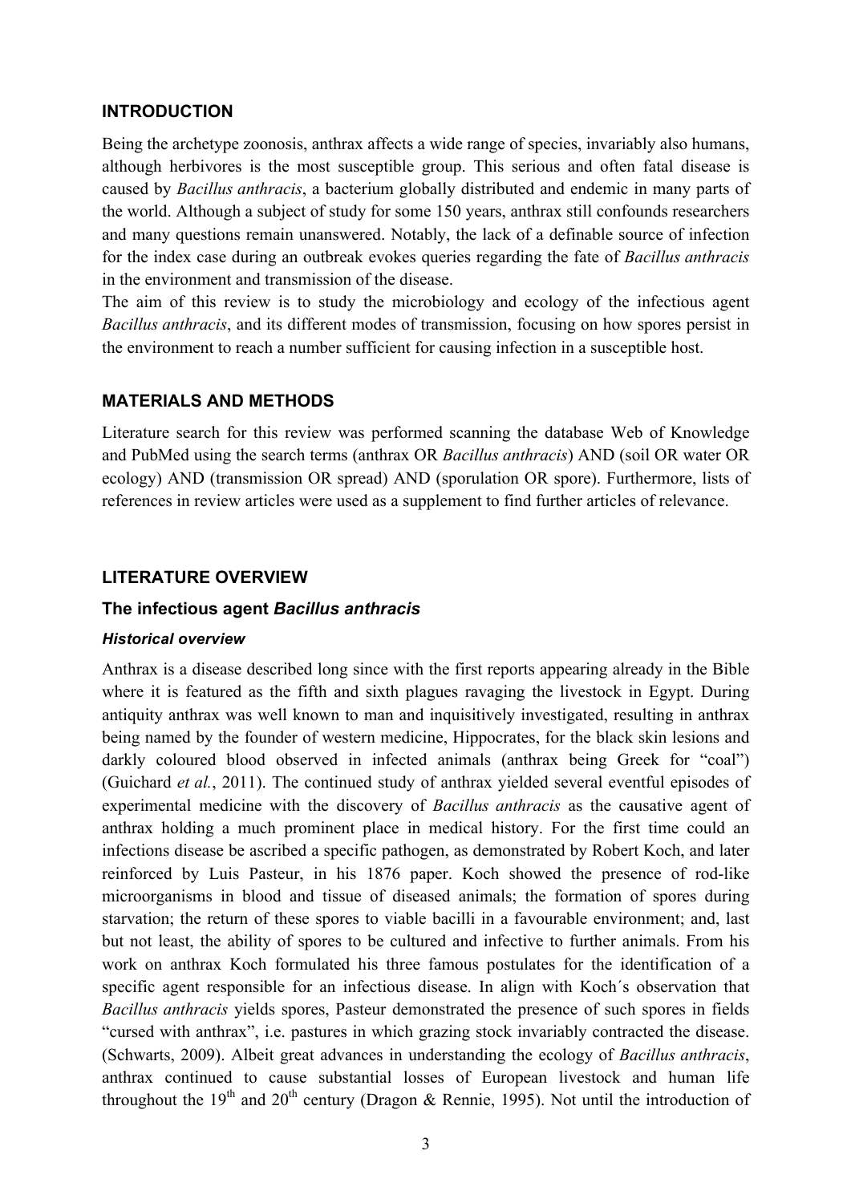## INTRODUCTION

Being the archetype zoonosis, anthrax affects a wide range of species, invariably also humans, although herbivores is the most susceptible group. This serious and often fatal disease is caused by *Bacillus anthracis*, a bacterium globally distributed and endemic in many parts of the world. Although a subject of study for some 150 years, anthrax still confounds researchers and many questions remain unanswered. Notably, the lack of a definable source of infection for the index case during an outbreak evokes queries regarding the fate of *Bacillus anthracis* in the environment and transmission of the disease.

The aim of this review is to study the microbiology and ecology of the infectious agent *Bacillus anthracis*, and its different modes of transmission, focusing on how spores persist in the environment to reach a number sufficient for causing infection in a susceptible host.

## MATERIALS AND METHODS

Literature search for this review was performed scanning the database Web of Knowledge and PubMed using the search terms (anthrax OR *Bacillus anthracis*) AND (soil OR water OR ecology) AND (transmission OR spread) AND (sporulation OR spore). Furthermore, lists of references in review articles were used as a supplement to find further articles of relevance.

## LITERATURE OVERVIEW

### The infectious agent *Bacillus anthracis*

#### *Historical overview*

Anthrax is a disease described long since with the first reports appearing already in the Bible where it is featured as the fifth and sixth plagues ravaging the livestock in Egypt. During antiquity anthrax was well known to man and inquisitively investigated, resulting in anthrax being named by the founder of western medicine, Hippocrates, for the black skin lesions and darkly coloured blood observed in infected animals (anthrax being Greek for "coal") (Guichard *et al.*, 2011). The continued study of anthrax yielded several eventful episodes of experimental medicine with the discovery of *Bacillus anthracis* as the causative agent of anthrax holding a much prominent place in medical history. For the first time could an infections disease be ascribed a specific pathogen, as demonstrated by Robert Koch, and later reinforced by Luis Pasteur, in his 1876 paper. Koch showed the presence of rod-like microorganisms in blood and tissue of diseased animals; the formation of spores during starvation; the return of these spores to viable bacilli in a favourable environment; and, last but not least, the ability of spores to be cultured and infective to further animals. From his work on anthrax Koch formulated his three famous postulates for the identification of a specific agent responsible for an infectious disease. In align with Koch´s observation that *Bacillus anthracis* yields spores, Pasteur demonstrated the presence of such spores in fields "cursed with anthrax", i.e. pastures in which grazing stock invariably contracted the disease. (Schwarts, 2009). Albeit great advances in understanding the ecology of *Bacillus anthracis*, anthrax continued to cause substantial losses of European livestock and human life throughout the 19$^{th}$ and 20$^{th}$ century (Dragon & Rennie, 1995). Not until the introduction of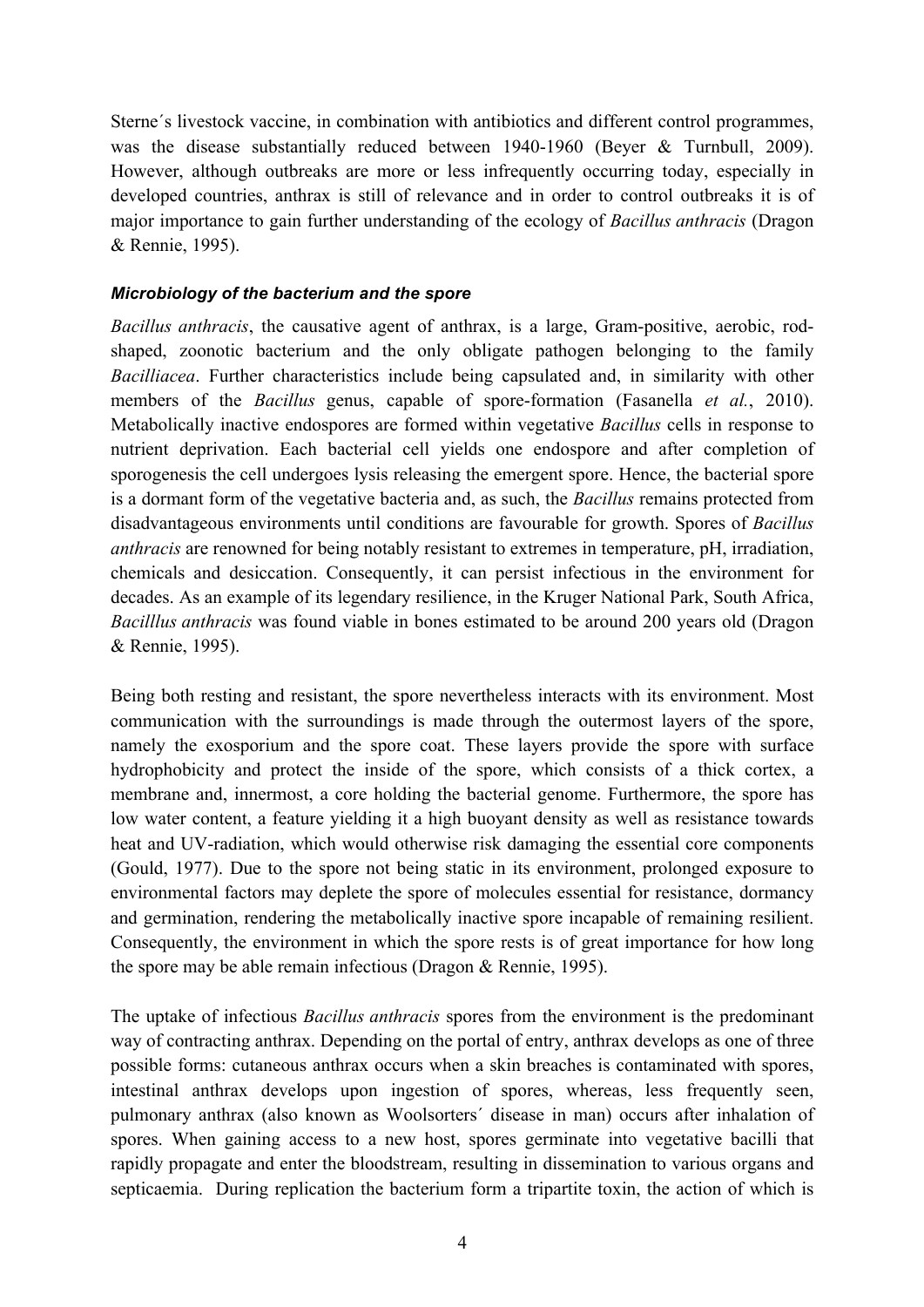Sterne´s livestock vaccine, in combination with antibiotics and different control programmes, was the disease substantially reduced between 1940-1960 (Beyer & Turnbull, 2009). However, although outbreaks are more or less infrequently occurring today, especially in developed countries, anthrax is still of relevance and in order to control outbreaks it is of major importance to gain further understanding of the ecology of *Bacillus anthracis* (Dragon & Rennie, 1995).

### *Microbiology of the bacterium and the spore*

*Bacillus anthracis*, the causative agent of anthrax, is a large, Gram-positive, aerobic, rod-shaped, zoonotic bacterium and the only obligate pathogen belonging to the family *Bacilliacea*. Further characteristics include being capsulated and, in similarity with other members of the *Bacillus* genus, capable of spore-formation (Fasanella *et al.*, 2010). Metabolically inactive endospores are formed within vegetative *Bacillus* cells in response to nutrient deprivation. Each bacterial cell yields one endospore and after completion of sporogenesis the cell undergoes lysis releasing the emergent spore. Hence, the bacterial spore is a dormant form of the vegetative bacteria and, as such, the *Bacillus* remains protected from disadvantageous environments until conditions are favourable for growth. Spores of *Bacillus anthracis* are renowned for being notably resistant to extremes in temperature, pH, irradiation, chemicals and desiccation. Consequently, it can persist infectious in the environment for decades. As an example of its legendary resilience, in the Kruger National Park, South Africa, *Bacilllus anthracis* was found viable in bones estimated to be around 200 years old (Dragon & Rennie, 1995).

Being both resting and resistant, the spore nevertheless interacts with its environment. Most communication with the surroundings is made through the outermost layers of the spore, namely the exosporium and the spore coat. These layers provide the spore with surface hydrophobicity and protect the inside of the spore, which consists of a thick cortex, a membrane and, innermost, a core holding the bacterial genome. Furthermore, the spore has low water content, a feature yielding it a high buoyant density as well as resistance towards heat and UV-radiation, which would otherwise risk damaging the essential core components (Gould, 1977). Due to the spore not being static in its environment, prolonged exposure to environmental factors may deplete the spore of molecules essential for resistance, dormancy and germination, rendering the metabolically inactive spore incapable of remaining resilient. Consequently, the environment in which the spore rests is of great importance for how long the spore may be able remain infectious (Dragon & Rennie, 1995).

The uptake of infectious *Bacillus anthracis* spores from the environment is the predominant way of contracting anthrax. Depending on the portal of entry, anthrax develops as one of three possible forms: cutaneous anthrax occurs when a skin breaches is contaminated with spores, intestinal anthrax develops upon ingestion of spores, whereas, less frequently seen, pulmonary anthrax (also known as Woolsorters´ disease in man) occurs after inhalation of spores. When gaining access to a new host, spores germinate into vegetative bacilli that rapidly propagate and enter the bloodstream, resulting in dissemination to various organs and septicaemia. During replication the bacterium form a tripartite toxin, the action of which is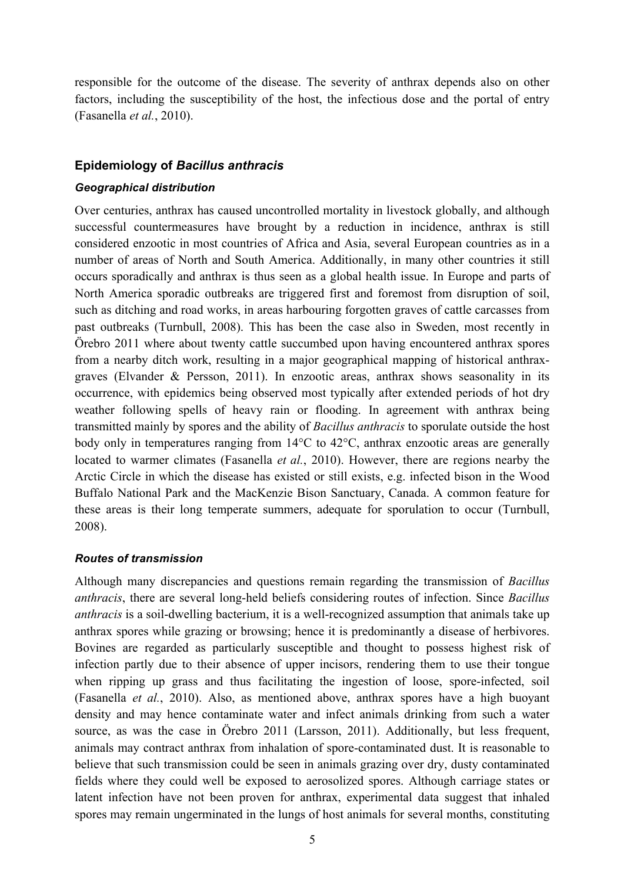responsible for the outcome of the disease. The severity of anthrax depends also on other factors, including the susceptibility of the host, the infectious dose and the portal of entry (Fasanella *et al.*, 2010).

## Epidemiology of *Bacillus anthracis*

### *Geographical distribution*

Over centuries, anthrax has caused uncontrolled mortality in livestock globally, and although successful countermeasures have brought by a reduction in incidence, anthrax is still considered enzootic in most countries of Africa and Asia, several European countries as in a number of areas of North and South America. Additionally, in many other countries it still occurs sporadically and anthrax is thus seen as a global health issue. In Europe and parts of North America sporadic outbreaks are triggered first and foremost from disruption of soil, such as ditching and road works, in areas harbouring forgotten graves of cattle carcasses from past outbreaks (Turnbull, 2008). This has been the case also in Sweden, most recently in Örebro 2011 where about twenty cattle succumbed upon having encountered anthrax spores from a nearby ditch work, resulting in a major geographical mapping of historical anthrax-graves (Elvander & Persson, 2011). In enzootic areas, anthrax shows seasonality in its occurrence, with epidemics being observed most typically after extended periods of hot dry weather following spells of heavy rain or flooding. In agreement with anthrax being transmitted mainly by spores and the ability of *Bacillus anthracis* to sporulate outside the host body only in temperatures ranging from 14°C to 42°C, anthrax enzootic areas are generally located to warmer climates (Fasanella *et al.*, 2010). However, there are regions nearby the Arctic Circle in which the disease has existed or still exists, e.g. infected bison in the Wood Buffalo National Park and the MacKenzie Bison Sanctuary, Canada. A common feature for these areas is their long temperate summers, adequate for sporulation to occur (Turnbull, 2008).

### *Routes of transmission*

Although many discrepancies and questions remain regarding the transmission of *Bacillus anthracis*, there are several long-held beliefs considering routes of infection. Since *Bacillus anthracis* is a soil-dwelling bacterium, it is a well-recognized assumption that animals take up anthrax spores while grazing or browsing; hence it is predominantly a disease of herbivores. Bovines are regarded as particularly susceptible and thought to possess highest risk of infection partly due to their absence of upper incisors, rendering them to use their tongue when ripping up grass and thus facilitating the ingestion of loose, spore-infected, soil (Fasanella *et al.*, 2010). Also, as mentioned above, anthrax spores have a high buoyant density and may hence contaminate water and infect animals drinking from such a water source, as was the case in Örebro 2011 (Larsson, 2011). Additionally, but less frequent, animals may contract anthrax from inhalation of spore-contaminated dust. It is reasonable to believe that such transmission could be seen in animals grazing over dry, dusty contaminated fields where they could well be exposed to aerosolized spores. Although carriage states or latent infection have not been proven for anthrax, experimental data suggest that inhaled spores may remain ungerminated in the lungs of host animals for several months, constituting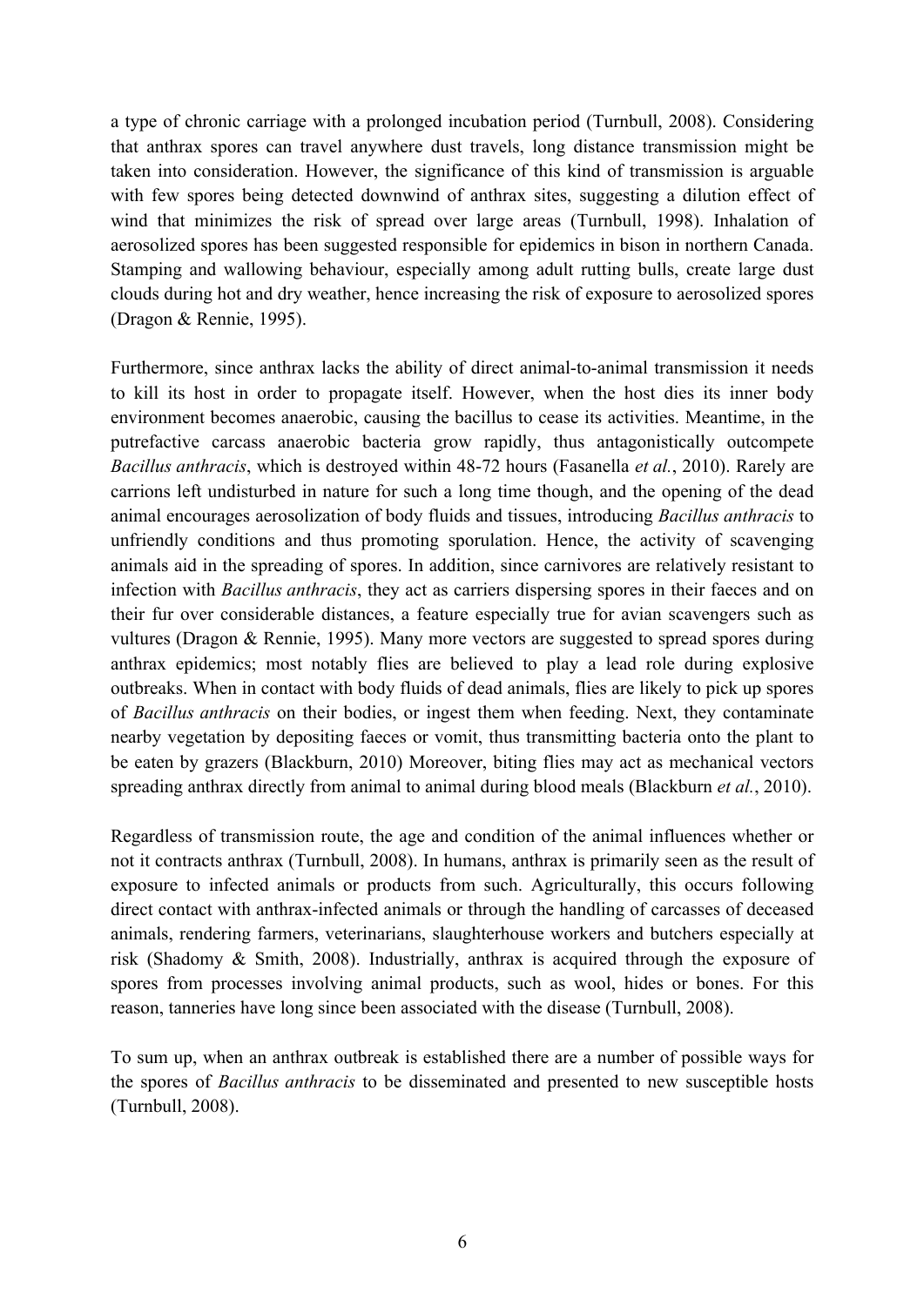a type of chronic carriage with a prolonged incubation period (Turnbull, 2008). Considering that anthrax spores can travel anywhere dust travels, long distance transmission might be taken into consideration. However, the significance of this kind of transmission is arguable with few spores being detected downwind of anthrax sites, suggesting a dilution effect of wind that minimizes the risk of spread over large areas (Turnbull, 1998). Inhalation of aerosolized spores has been suggested responsible for epidemics in bison in northern Canada. Stamping and wallowing behaviour, especially among adult rutting bulls, create large dust clouds during hot and dry weather, hence increasing the risk of exposure to aerosolized spores (Dragon & Rennie, 1995).

Furthermore, since anthrax lacks the ability of direct animal-to-animal transmission it needs to kill its host in order to propagate itself. However, when the host dies its inner body environment becomes anaerobic, causing the bacillus to cease its activities. Meantime, in the putrefactive carcass anaerobic bacteria grow rapidly, thus antagonistically outcompete *Bacillus anthracis*, which is destroyed within 48-72 hours (Fasanella *et al.*, 2010). Rarely are carrions left undisturbed in nature for such a long time though, and the opening of the dead animal encourages aerosolization of body fluids and tissues, introducing *Bacillus anthracis* to unfriendly conditions and thus promoting sporulation. Hence, the activity of scavenging animals aid in the spreading of spores. In addition, since carnivores are relatively resistant to infection with *Bacillus anthracis*, they act as carriers dispersing spores in their faeces and on their fur over considerable distances, a feature especially true for avian scavengers such as vultures (Dragon & Rennie, 1995). Many more vectors are suggested to spread spores during anthrax epidemics; most notably flies are believed to play a lead role during explosive outbreaks. When in contact with body fluids of dead animals, flies are likely to pick up spores of *Bacillus anthracis* on their bodies, or ingest them when feeding. Next, they contaminate nearby vegetation by depositing faeces or vomit, thus transmitting bacteria onto the plant to be eaten by grazers (Blackburn, 2010) Moreover, biting flies may act as mechanical vectors spreading anthrax directly from animal to animal during blood meals (Blackburn *et al.*, 2010).

Regardless of transmission route, the age and condition of the animal influences whether or not it contracts anthrax (Turnbull, 2008). In humans, anthrax is primarily seen as the result of exposure to infected animals or products from such. Agriculturally, this occurs following direct contact with anthrax-infected animals or through the handling of carcasses of deceased animals, rendering farmers, veterinarians, slaughterhouse workers and butchers especially at risk (Shadomy & Smith, 2008). Industrially, anthrax is acquired through the exposure of spores from processes involving animal products, such as wool, hides or bones. For this reason, tanneries have long since been associated with the disease (Turnbull, 2008).

To sum up, when an anthrax outbreak is established there are a number of possible ways for the spores of *Bacillus anthracis* to be disseminated and presented to new susceptible hosts (Turnbull, 2008).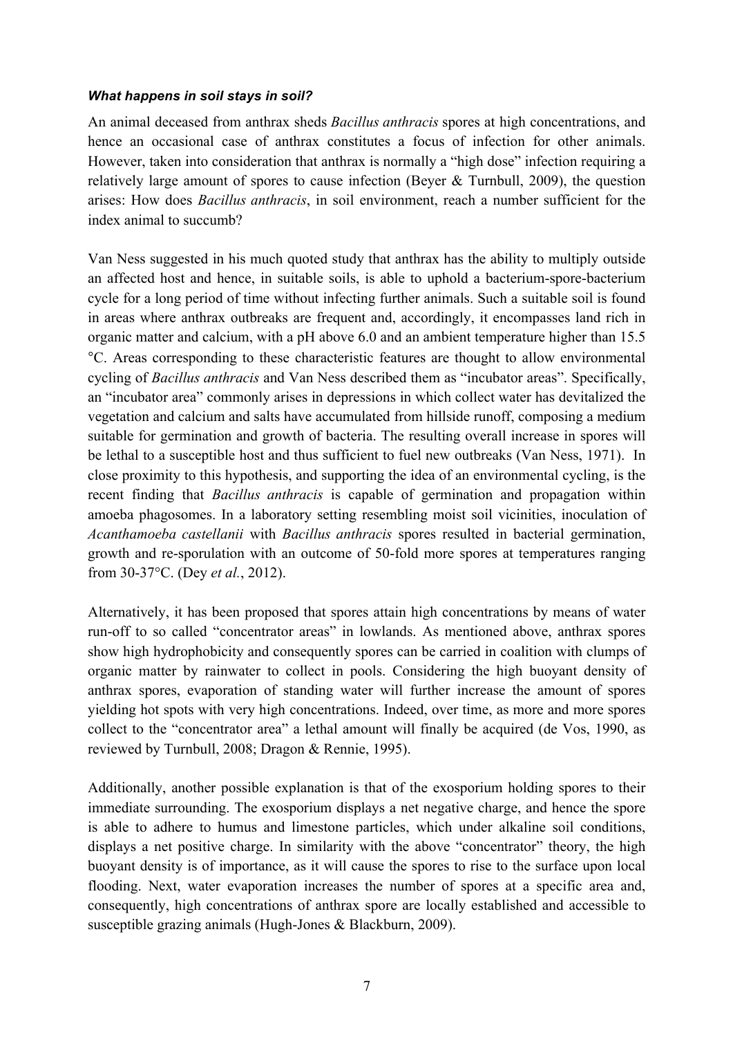***What happens in soil stays in soil?***

An animal deceased from anthrax sheds *Bacillus anthracis* spores at high concentrations, and hence an occasional case of anthrax constitutes a focus of infection for other animals. However, taken into consideration that anthrax is normally a "high dose" infection requiring a relatively large amount of spores to cause infection (Beyer & Turnbull, 2009), the question arises: How does *Bacillus anthracis*, in soil environment, reach a number sufficient for the index animal to succumb?

Van Ness suggested in his much quoted study that anthrax has the ability to multiply outside an affected host and hence, in suitable soils, is able to uphold a bacterium-spore-bacterium cycle for a long period of time without infecting further animals. Such a suitable soil is found in areas where anthrax outbreaks are frequent and, accordingly, it encompasses land rich in organic matter and calcium, with a pH above 6.0 and an ambient temperature higher than 15.5 °C. Areas corresponding to these characteristic features are thought to allow environmental cycling of *Bacillus anthracis* and Van Ness described them as "incubator areas". Specifically, an "incubator area" commonly arises in depressions in which collect water has devitalized the vegetation and calcium and salts have accumulated from hillside runoff, composing a medium suitable for germination and growth of bacteria. The resulting overall increase in spores will be lethal to a susceptible host and thus sufficient to fuel new outbreaks (Van Ness, 1971). In close proximity to this hypothesis, and supporting the idea of an environmental cycling, is the recent finding that *Bacillus anthracis* is capable of germination and propagation within amoeba phagosomes. In a laboratory setting resembling moist soil vicinities, inoculation of *Acanthamoeba castellanii* with *Bacillus anthracis* spores resulted in bacterial germination, growth and re-sporulation with an outcome of 50-fold more spores at temperatures ranging from 30-37°C. (Dey *et al.*, 2012).

Alternatively, it has been proposed that spores attain high concentrations by means of water run-off to so called "concentrator areas" in lowlands. As mentioned above, anthrax spores show high hydrophobicity and consequently spores can be carried in coalition with clumps of organic matter by rainwater to collect in pools. Considering the high buoyant density of anthrax spores, evaporation of standing water will further increase the amount of spores yielding hot spots with very high concentrations. Indeed, over time, as more and more spores collect to the "concentrator area" a lethal amount will finally be acquired (de Vos, 1990, as reviewed by Turnbull, 2008; Dragon & Rennie, 1995).

Additionally, another possible explanation is that of the exosporium holding spores to their immediate surrounding. The exosporium displays a net negative charge, and hence the spore is able to adhere to humus and limestone particles, which under alkaline soil conditions, displays a net positive charge. In similarity with the above "concentrator" theory, the high buoyant density is of importance, as it will cause the spores to rise to the surface upon local flooding. Next, water evaporation increases the number of spores at a specific area and, consequently, high concentrations of anthrax spore are locally established and accessible to susceptible grazing animals (Hugh-Jones & Blackburn, 2009).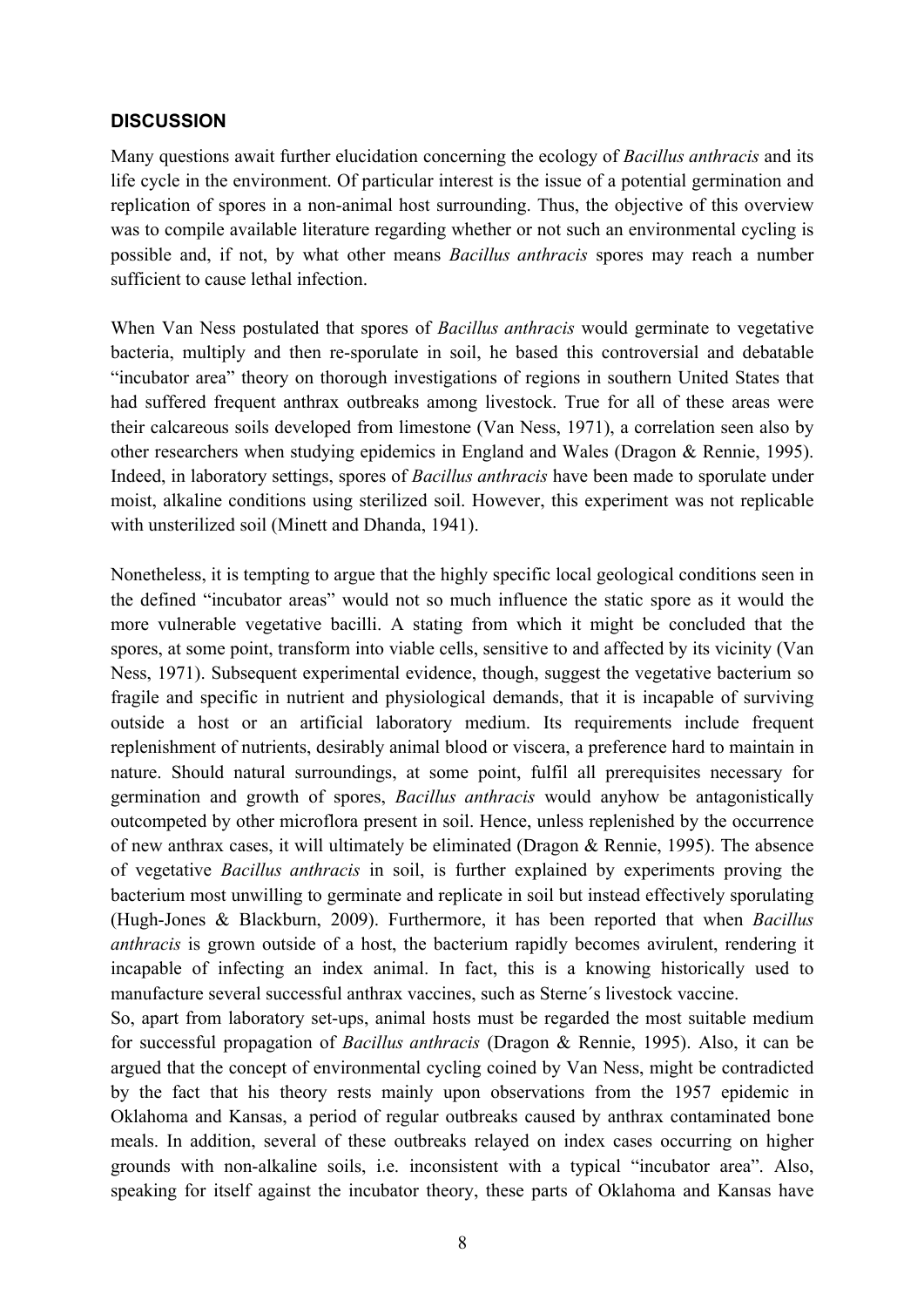## DISCUSSION

Many questions await further elucidation concerning the ecology of *Bacillus anthracis* and its life cycle in the environment. Of particular interest is the issue of a potential germination and replication of spores in a non-animal host surrounding. Thus, the objective of this overview was to compile available literature regarding whether or not such an environmental cycling is possible and, if not, by what other means *Bacillus anthracis* spores may reach a number sufficient to cause lethal infection.

When Van Ness postulated that spores of *Bacillus anthracis* would germinate to vegetative bacteria, multiply and then re-sporulate in soil, he based this controversial and debatable "incubator area" theory on thorough investigations of regions in southern United States that had suffered frequent anthrax outbreaks among livestock. True for all of these areas were their calcareous soils developed from limestone (Van Ness, 1971), a correlation seen also by other researchers when studying epidemics in England and Wales (Dragon & Rennie, 1995). Indeed, in laboratory settings, spores of *Bacillus anthracis* have been made to sporulate under moist, alkaline conditions using sterilized soil. However, this experiment was not replicable with unsterilized soil (Minett and Dhanda, 1941).

Nonetheless, it is tempting to argue that the highly specific local geological conditions seen in the defined "incubator areas" would not so much influence the static spore as it would the more vulnerable vegetative bacilli. A stating from which it might be concluded that the spores, at some point, transform into viable cells, sensitive to and affected by its vicinity (Van Ness, 1971). Subsequent experimental evidence, though, suggest the vegetative bacterium so fragile and specific in nutrient and physiological demands, that it is incapable of surviving outside a host or an artificial laboratory medium. Its requirements include frequent replenishment of nutrients, desirably animal blood or viscera, a preference hard to maintain in nature. Should natural surroundings, at some point, fulfil all prerequisites necessary for germination and growth of spores, *Bacillus anthracis* would anyhow be antagonistically outcompeted by other microflora present in soil. Hence, unless replenished by the occurrence of new anthrax cases, it will ultimately be eliminated (Dragon & Rennie, 1995). The absence of vegetative *Bacillus anthracis* in soil, is further explained by experiments proving the bacterium most unwilling to germinate and replicate in soil but instead effectively sporulating (Hugh-Jones & Blackburn, 2009). Furthermore, it has been reported that when *Bacillus anthracis* is grown outside of a host, the bacterium rapidly becomes avirulent, rendering it incapable of infecting an index animal. In fact, this is a knowing historically used to manufacture several successful anthrax vaccines, such as Sterne´s livestock vaccine.

So, apart from laboratory set-ups, animal hosts must be regarded the most suitable medium for successful propagation of *Bacillus anthracis* (Dragon & Rennie, 1995). Also, it can be argued that the concept of environmental cycling coined by Van Ness, might be contradicted by the fact that his theory rests mainly upon observations from the 1957 epidemic in Oklahoma and Kansas, a period of regular outbreaks caused by anthrax contaminated bone meals. In addition, several of these outbreaks relayed on index cases occurring on higher grounds with non-alkaline soils, i.e. inconsistent with a typical "incubator area". Also, speaking for itself against the incubator theory, these parts of Oklahoma and Kansas have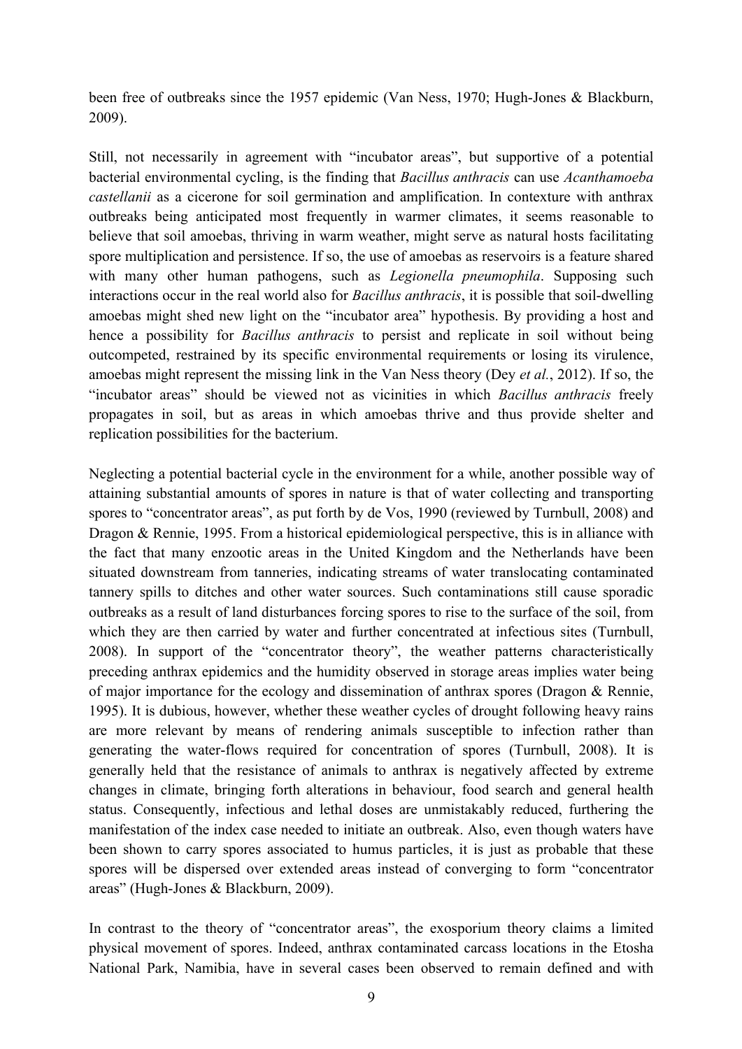been free of outbreaks since the 1957 epidemic (Van Ness, 1970; Hugh-Jones & Blackburn, 2009).

Still, not necessarily in agreement with "incubator areas", but supportive of a potential bacterial environmental cycling, is the finding that *Bacillus anthracis* can use *Acanthamoeba castellanii* as a cicerone for soil germination and amplification. In contexture with anthrax outbreaks being anticipated most frequently in warmer climates, it seems reasonable to believe that soil amoebas, thriving in warm weather, might serve as natural hosts facilitating spore multiplication and persistence. If so, the use of amoebas as reservoirs is a feature shared with many other human pathogens, such as *Legionella pneumophila*. Supposing such interactions occur in the real world also for *Bacillus anthracis*, it is possible that soil-dwelling amoebas might shed new light on the "incubator area" hypothesis. By providing a host and hence a possibility for *Bacillus anthracis* to persist and replicate in soil without being outcompeted, restrained by its specific environmental requirements or losing its virulence, amoebas might represent the missing link in the Van Ness theory (Dey *et al.*, 2012). If so, the "incubator areas" should be viewed not as vicinities in which *Bacillus anthracis* freely propagates in soil, but as areas in which amoebas thrive and thus provide shelter and replication possibilities for the bacterium.

Neglecting a potential bacterial cycle in the environment for a while, another possible way of attaining substantial amounts of spores in nature is that of water collecting and transporting spores to "concentrator areas", as put forth by de Vos, 1990 (reviewed by Turnbull, 2008) and Dragon & Rennie, 1995. From a historical epidemiological perspective, this is in alliance with the fact that many enzootic areas in the United Kingdom and the Netherlands have been situated downstream from tanneries, indicating streams of water translocating contaminated tannery spills to ditches and other water sources. Such contaminations still cause sporadic outbreaks as a result of land disturbances forcing spores to rise to the surface of the soil, from which they are then carried by water and further concentrated at infectious sites (Turnbull, 2008). In support of the "concentrator theory", the weather patterns characteristically preceding anthrax epidemics and the humidity observed in storage areas implies water being of major importance for the ecology and dissemination of anthrax spores (Dragon & Rennie, 1995). It is dubious, however, whether these weather cycles of drought following heavy rains are more relevant by means of rendering animals susceptible to infection rather than generating the water-flows required for concentration of spores (Turnbull, 2008). It is generally held that the resistance of animals to anthrax is negatively affected by extreme changes in climate, bringing forth alterations in behaviour, food search and general health status. Consequently, infectious and lethal doses are unmistakably reduced, furthering the manifestation of the index case needed to initiate an outbreak. Also, even though waters have been shown to carry spores associated to humus particles, it is just as probable that these spores will be dispersed over extended areas instead of converging to form "concentrator areas" (Hugh-Jones & Blackburn, 2009).

In contrast to the theory of "concentrator areas", the exosporium theory claims a limited physical movement of spores. Indeed, anthrax contaminated carcass locations in the Etosha National Park, Namibia, have in several cases been observed to remain defined and with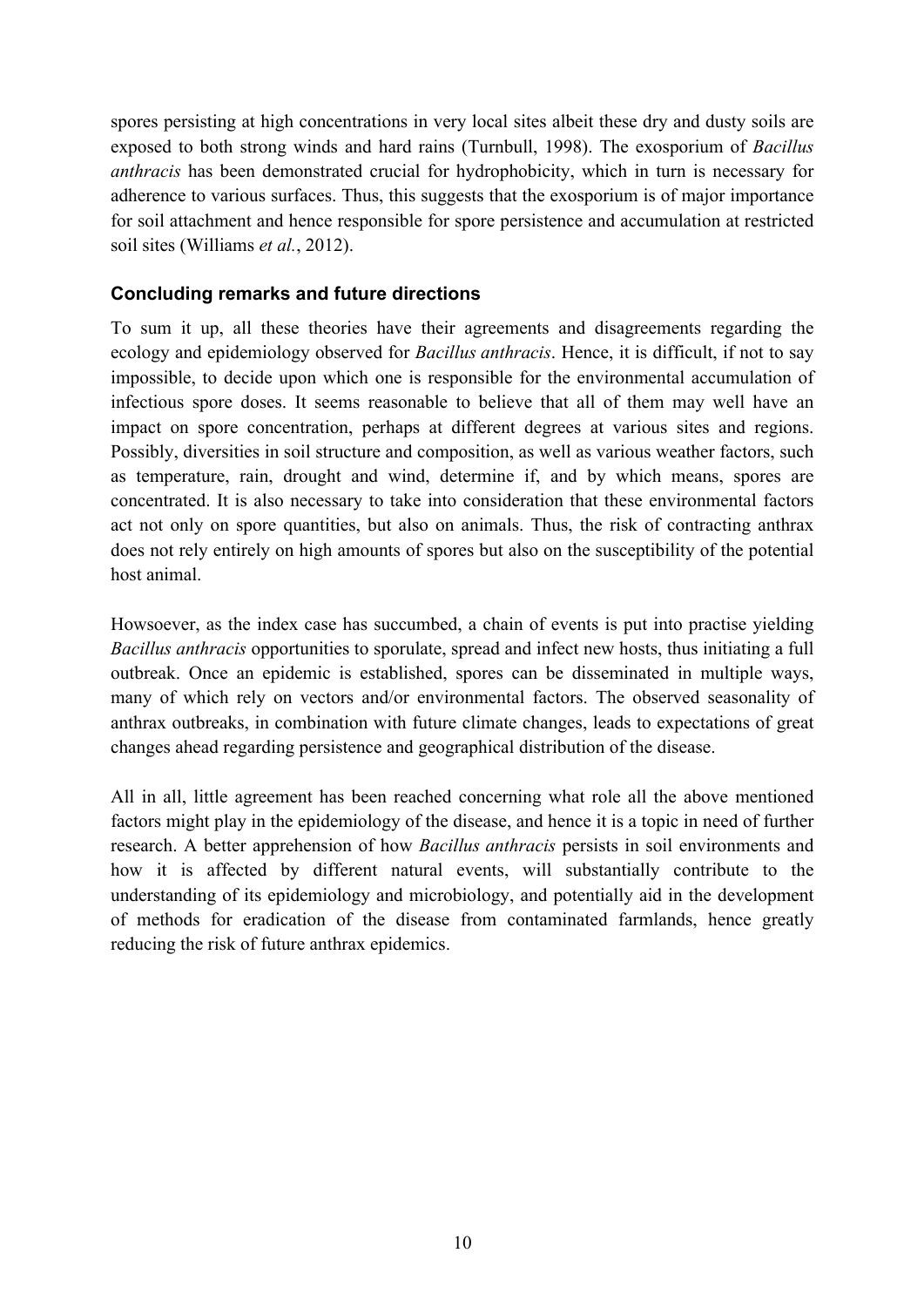spores persisting at high concentrations in very local sites albeit these dry and dusty soils are exposed to both strong winds and hard rains (Turnbull, 1998). The exosporium of *Bacillus anthracis* has been demonstrated crucial for hydrophobicity, which in turn is necessary for adherence to various surfaces. Thus, this suggests that the exosporium is of major importance for soil attachment and hence responsible for spore persistence and accumulation at restricted soil sites (Williams *et al.*, 2012).

## Concluding remarks and future directions

To sum it up, all these theories have their agreements and disagreements regarding the ecology and epidemiology observed for *Bacillus anthracis*. Hence, it is difficult, if not to say impossible, to decide upon which one is responsible for the environmental accumulation of infectious spore doses. It seems reasonable to believe that all of them may well have an impact on spore concentration, perhaps at different degrees at various sites and regions. Possibly, diversities in soil structure and composition, as well as various weather factors, such as temperature, rain, drought and wind, determine if, and by which means, spores are concentrated. It is also necessary to take into consideration that these environmental factors act not only on spore quantities, but also on animals. Thus, the risk of contracting anthrax does not rely entirely on high amounts of spores but also on the susceptibility of the potential host animal.

Howsoever, as the index case has succumbed, a chain of events is put into practise yielding *Bacillus anthracis* opportunities to sporulate, spread and infect new hosts, thus initiating a full outbreak. Once an epidemic is established, spores can be disseminated in multiple ways, many of which rely on vectors and/or environmental factors. The observed seasonality of anthrax outbreaks, in combination with future climate changes, leads to expectations of great changes ahead regarding persistence and geographical distribution of the disease.

All in all, little agreement has been reached concerning what role all the above mentioned factors might play in the epidemiology of the disease, and hence it is a topic in need of further research. A better apprehension of how *Bacillus anthracis* persists in soil environments and how it is affected by different natural events, will substantially contribute to the understanding of its epidemiology and microbiology, and potentially aid in the development of methods for eradication of the disease from contaminated farmlands, hence greatly reducing the risk of future anthrax epidemics.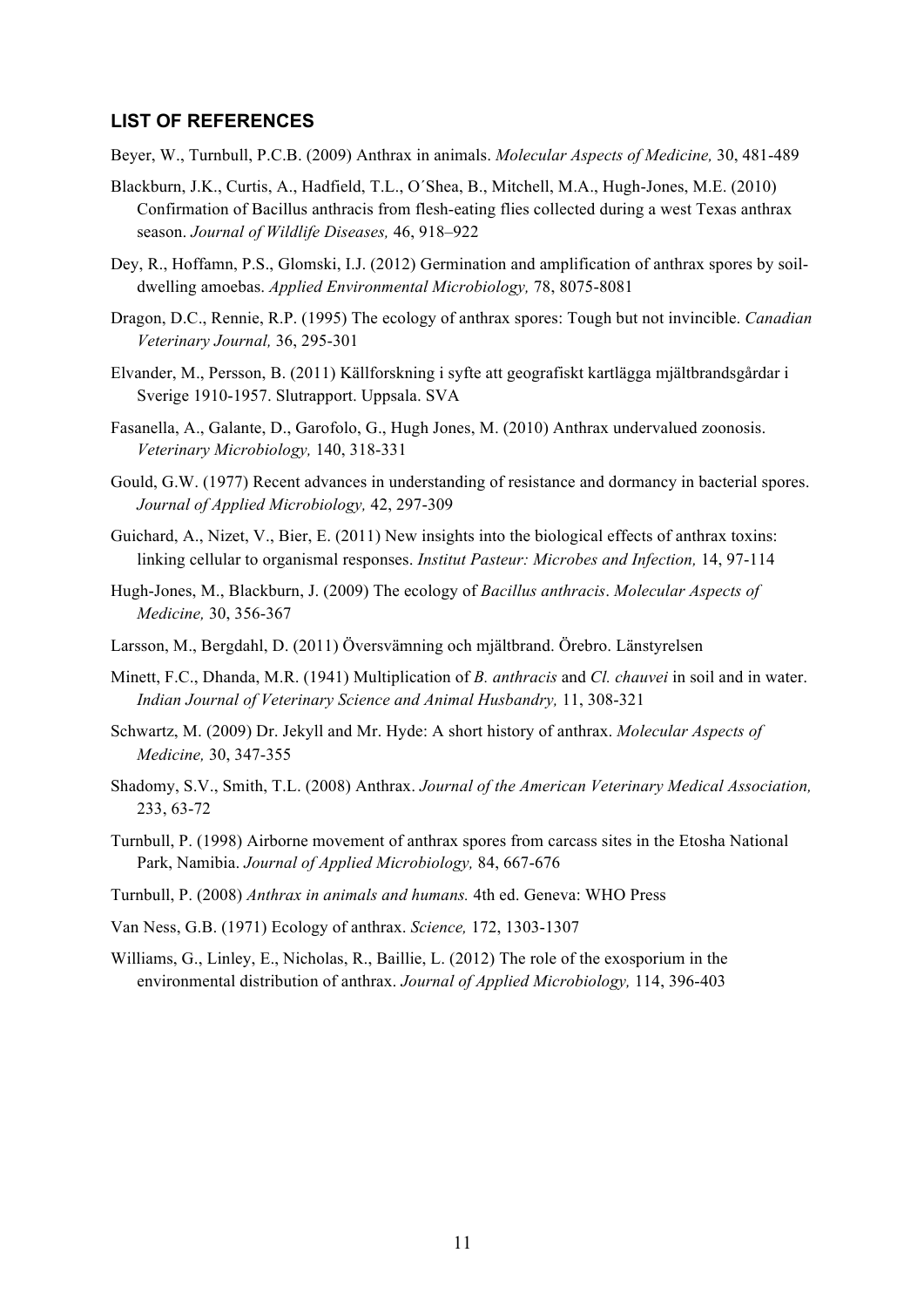## LIST OF REFERENCES

Beyer, W., Turnbull, P.C.B. (2009) Anthrax in animals. *Molecular Aspects of Medicine,* 30, 481-489

Blackburn, J.K., Curtis, A., Hadfield, T.L., O´Shea, B., Mitchell, M.A., Hugh-Jones, M.E. (2010) Confirmation of Bacillus anthracis from flesh-eating flies collected during a west Texas anthrax season. *Journal of Wildlife Diseases,* 46, 918–922

Dey, R., Hoffamn, P.S., Glomski, I.J. (2012) Germination and amplification of anthrax spores by soil-dwelling amoebas. *Applied Environmental Microbiology,* 78, 8075-8081

Dragon, D.C., Rennie, R.P. (1995) The ecology of anthrax spores: Tough but not invincible. *Canadian Veterinary Journal,* 36, 295-301

Elvander, M., Persson, B. (2011) Källforskning i syfte att geografiskt kartlägga mjältbrandsgårdar i Sverige 1910-1957. Slutrapport. Uppsala. SVA

Fasanella, A., Galante, D., Garofolo, G., Hugh Jones, M. (2010) Anthrax undervalued zoonosis. *Veterinary Microbiology,* 140, 318-331

Gould, G.W. (1977) Recent advances in understanding of resistance and dormancy in bacterial spores. *Journal of Applied Microbiology,* 42, 297-309

Guichard, A., Nizet, V., Bier, E. (2011) New insights into the biological effects of anthrax toxins: linking cellular to organismal responses. *Institut Pasteur: Microbes and Infection,* 14, 97-114

Hugh-Jones, M., Blackburn, J. (2009) The ecology of *Bacillus anthracis*. *Molecular Aspects of Medicine,* 30, 356-367

Larsson, M., Bergdahl, D. (2011) Översvämning och mjältbrand. Örebro. Länstyrelsen

Minett, F.C., Dhanda, M.R. (1941) Multiplication of *B. anthracis* and *Cl. chauvei* in soil and in water. *Indian Journal of Veterinary Science and Animal Husbandry,* 11, 308-321

Schwartz, M. (2009) Dr. Jekyll and Mr. Hyde: A short history of anthrax. *Molecular Aspects of Medicine,* 30, 347-355

Shadomy, S.V., Smith, T.L. (2008) Anthrax. *Journal of the American Veterinary Medical Association,* 233, 63-72

Turnbull, P. (1998) Airborne movement of anthrax spores from carcass sites in the Etosha National Park, Namibia. *Journal of Applied Microbiology,* 84, 667-676

Turnbull, P. (2008) *Anthrax in animals and humans.* 4th ed. Geneva: WHO Press

Van Ness, G.B. (1971) Ecology of anthrax. *Science,* 172, 1303-1307

Williams, G., Linley, E., Nicholas, R., Baillie, L. (2012) The role of the exosporium in the environmental distribution of anthrax. *Journal of Applied Microbiology,* 114, 396-403